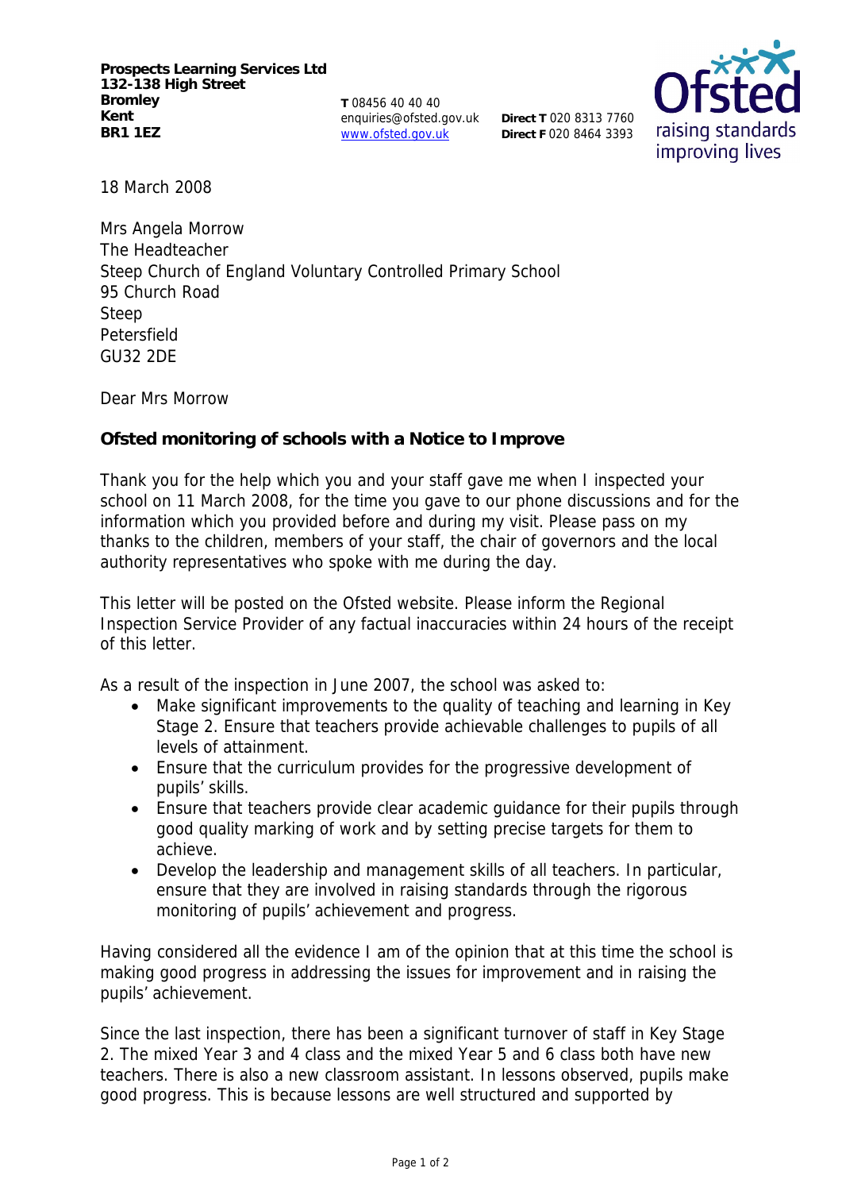**Prospects Learning Services Ltd**
**132-138 High Street**
**Bromley**
**Kent**
**BR1 1EZ**

**T** 08456 40 40 40
enquiries@ofsted.gov.uk
www.ofsted.gov.uk

**Direct T** 020 8313 7760
**Direct F** 020 8464 3393

18 March 2008

Mrs Angela Morrow
The Headteacher
Steep Church of England Voluntary Controlled Primary School
95 Church Road
Steep
Petersfield
GU32 2DE

Dear Mrs Morrow

**Ofsted monitoring of schools with a Notice to Improve**

Thank you for the help which you and your staff gave me when I inspected your school on 11 March 2008, for the time you gave to our phone discussions and for the information which you provided before and during my visit. Please pass on my thanks to the children, members of your staff, the chair of governors and the local authority representatives who spoke with me during the day.

This letter will be posted on the Ofsted website. Please inform the Regional Inspection Service Provider of any factual inaccuracies within 24 hours of the receipt of this letter.

As a result of the inspection in June 2007, the school was asked to:

- Make significant improvements to the quality of teaching and learning in Key Stage 2. Ensure that teachers provide achievable challenges to pupils of all levels of attainment.
- Ensure that the curriculum provides for the progressive development of pupils' skills.
- Ensure that teachers provide clear academic guidance for their pupils through good quality marking of work and by setting precise targets for them to achieve.
- Develop the leadership and management skills of all teachers. In particular, ensure that they are involved in raising standards through the rigorous monitoring of pupils' achievement and progress.

Having considered all the evidence I am of the opinion that at this time the school is making good progress in addressing the issues for improvement and in raising the pupils' achievement.

Since the last inspection, there has been a significant turnover of staff in Key Stage 2. The mixed Year 3 and 4 class and the mixed Year 5 and 6 class both have new teachers. There is also a new classroom assistant. In lessons observed, pupils make good progress. This is because lessons are well structured and supported by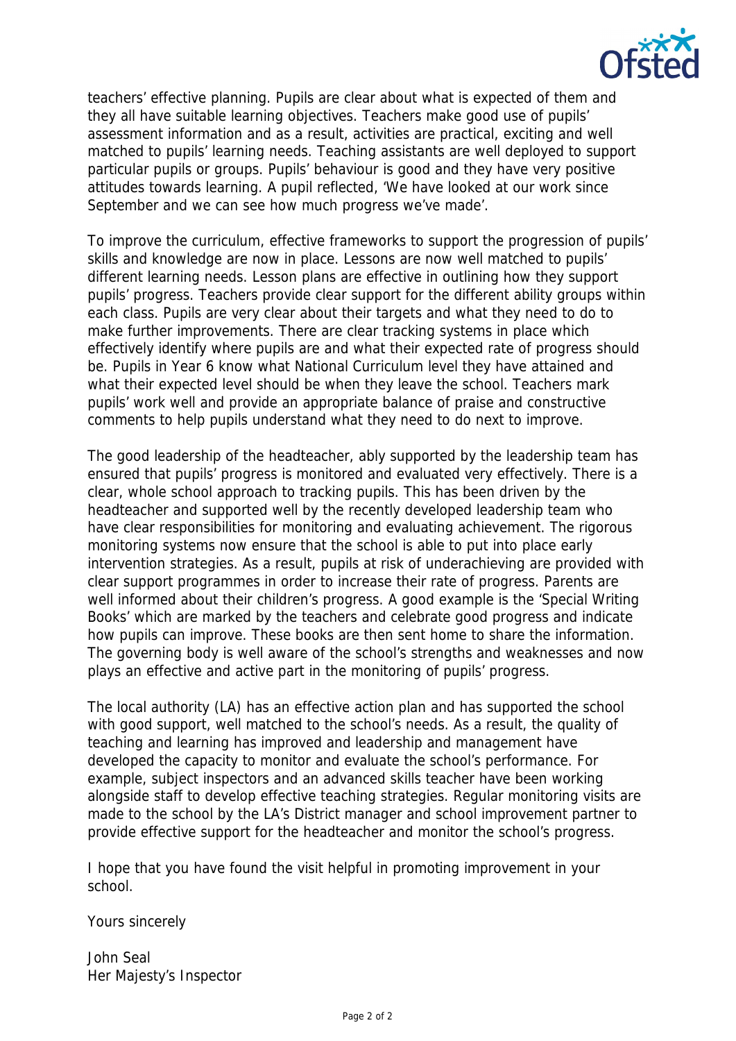teachers' effective planning. Pupils are clear about what is expected of them and they all have suitable learning objectives. Teachers make good use of pupils' assessment information and as a result, activities are practical, exciting and well matched to pupils' learning needs. Teaching assistants are well deployed to support particular pupils or groups. Pupils' behaviour is good and they have very positive attitudes towards learning. A pupil reflected, 'We have looked at our work since September and we can see how much progress we've made'.

To improve the curriculum, effective frameworks to support the progression of pupils' skills and knowledge are now in place. Lessons are now well matched to pupils' different learning needs. Lesson plans are effective in outlining how they support pupils' progress. Teachers provide clear support for the different ability groups within each class. Pupils are very clear about their targets and what they need to do to make further improvements. There are clear tracking systems in place which effectively identify where pupils are and what their expected rate of progress should be. Pupils in Year 6 know what National Curriculum level they have attained and what their expected level should be when they leave the school. Teachers mark pupils' work well and provide an appropriate balance of praise and constructive comments to help pupils understand what they need to do next to improve.

The good leadership of the headteacher, ably supported by the leadership team has ensured that pupils' progress is monitored and evaluated very effectively. There is a clear, whole school approach to tracking pupils. This has been driven by the headteacher and supported well by the recently developed leadership team who have clear responsibilities for monitoring and evaluating achievement. The rigorous monitoring systems now ensure that the school is able to put into place early intervention strategies. As a result, pupils at risk of underachieving are provided with clear support programmes in order to increase their rate of progress. Parents are well informed about their children's progress. A good example is the 'Special Writing Books' which are marked by the teachers and celebrate good progress and indicate how pupils can improve. These books are then sent home to share the information. The governing body is well aware of the school's strengths and weaknesses and now plays an effective and active part in the monitoring of pupils' progress.

The local authority (LA) has an effective action plan and has supported the school with good support, well matched to the school's needs. As a result, the quality of teaching and learning has improved and leadership and management have developed the capacity to monitor and evaluate the school's performance. For example, subject inspectors and an advanced skills teacher have been working alongside staff to develop effective teaching strategies. Regular monitoring visits are made to the school by the LA's District manager and school improvement partner to provide effective support for the headteacher and monitor the school's progress.

I hope that you have found the visit helpful in promoting improvement in your school.

Yours sincerely

John Seal
Her Majesty's Inspector